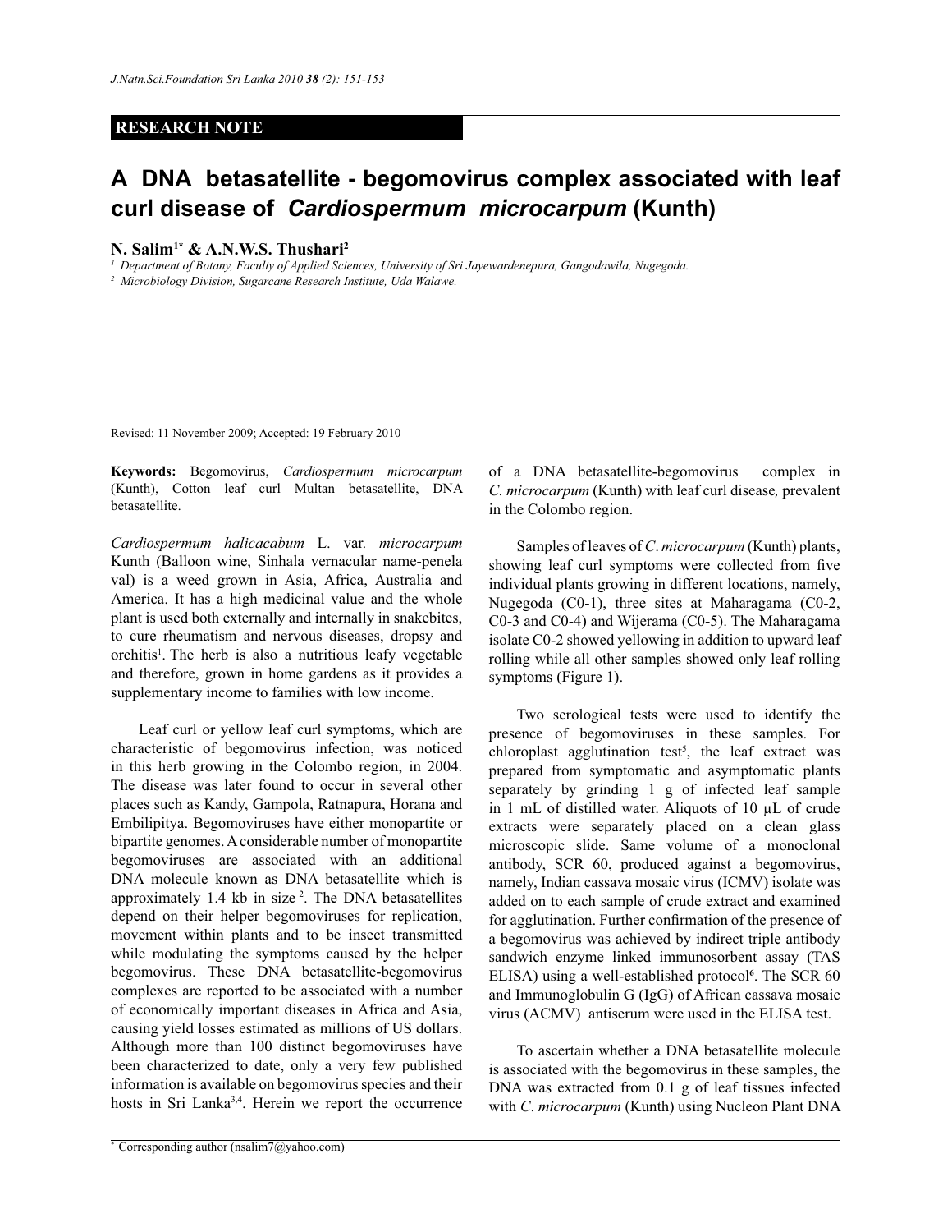**RESEARCH NOTE**

# A DNA betasatellite - begomovirus complex associated with leaf curl disease of *Cardiospermum microcarpum* (Kunth)

**N. Salim[1*] & A.N.W.S. Thushari[2]**

[1] Department of Botany, Faculty of Applied Sciences, University of Sri Jayewardenepura, Gangodawila, Nugegoda.

[2] Microbiology Division, Sugarcane Research Institute, Uda Walawe.

Revised: 11 November 2009; Accepted: 19 February 2010

**Keywords:** Begomovirus, *Cardiospermum microcarpum* (Kunth), Cotton leaf curl Multan betasatellite, DNA betasatellite.

*Cardiospermum halicacabum* L. var. *microcarpum* Kunth (Balloon wine, Sinhala vernacular name-penela val) is a weed grown in Asia, Africa, Australia and America. It has a high medicinal value and the whole plant is used both externally and internally in snakebites, to cure rheumatism and nervous diseases, dropsy and orchitis[1]. The herb is also a nutritious leafy vegetable and therefore, grown in home gardens as it provides a supplementary income to families with low income.

Leaf curl or yellow leaf curl symptoms, which are characteristic of begomovirus infection, was noticed in this herb growing in the Colombo region, in 2004. The disease was later found to occur in several other places such as Kandy, Gampola, Ratnapura, Horana and Embilipitya. Begomoviruses have either monopartite or bipartite genomes. A considerable number of monopartite begomoviruses are associated with an additional DNA molecule known as DNA betasatellite which is approximately 1.4 kb in size [2]. The DNA betasatellites depend on their helper begomoviruses for replication, movement within plants and to be insect transmitted while modulating the symptoms caused by the helper begomovirus. These DNA betasatellite-begomovirus complexes are reported to be associated with a number of economically important diseases in Africa and Asia, causing yield losses estimated as millions of US dollars. Although more than 100 distinct begomoviruses have been characterized to date, only a very few published information is available on begomovirus species and their hosts in Sri Lanka[3,4]. Herein we report the occurrence of a DNA betasatellite-begomovirus complex in *C. microcarpum* (Kunth) with leaf curl disease*,* prevalent in the Colombo region.

Samples of leaves of *C. microcarpum* (Kunth) plants, showing leaf curl symptoms were collected from five individual plants growing in different locations, namely, Nugegoda (C0-1), three sites at Maharagama (C0-2, C0-3 and C0-4) and Wijerama (C0-5). The Maharagama isolate C0-2 showed yellowing in addition to upward leaf rolling while all other samples showed only leaf rolling symptoms (Figure 1).

Two serological tests were used to identify the presence of begomoviruses in these samples. For chloroplast agglutination test[5], the leaf extract was prepared from symptomatic and asymptomatic plants separately by grinding 1 g of infected leaf sample in 1 mL of distilled water. Aliquots of 10 μL of crude extracts were separately placed on a clean glass microscopic slide. Same volume of a monoclonal antibody, SCR 60, produced against a begomovirus, namely, Indian cassava mosaic virus (ICMV) isolate was added on to each sample of crude extract and examined for agglutination. Further confirmation of the presence of a begomovirus was achieved by indirect triple antibody sandwich enzyme linked immunosorbent assay (TAS ELISA) using a well-established protocol[6]. The SCR 60 and Immunoglobulin G (IgG) of African cassava mosaic virus (ACMV) antiserum were used in the ELISA test.

To ascertain whether a DNA betasatellite molecule is associated with the begomovirus in these samples, the DNA was extracted from 0.1 g of leaf tissues infected with *C. microcarpum* (Kunth) using Nucleon Plant DNA

[*] Corresponding author (nsalim7@yahoo.com)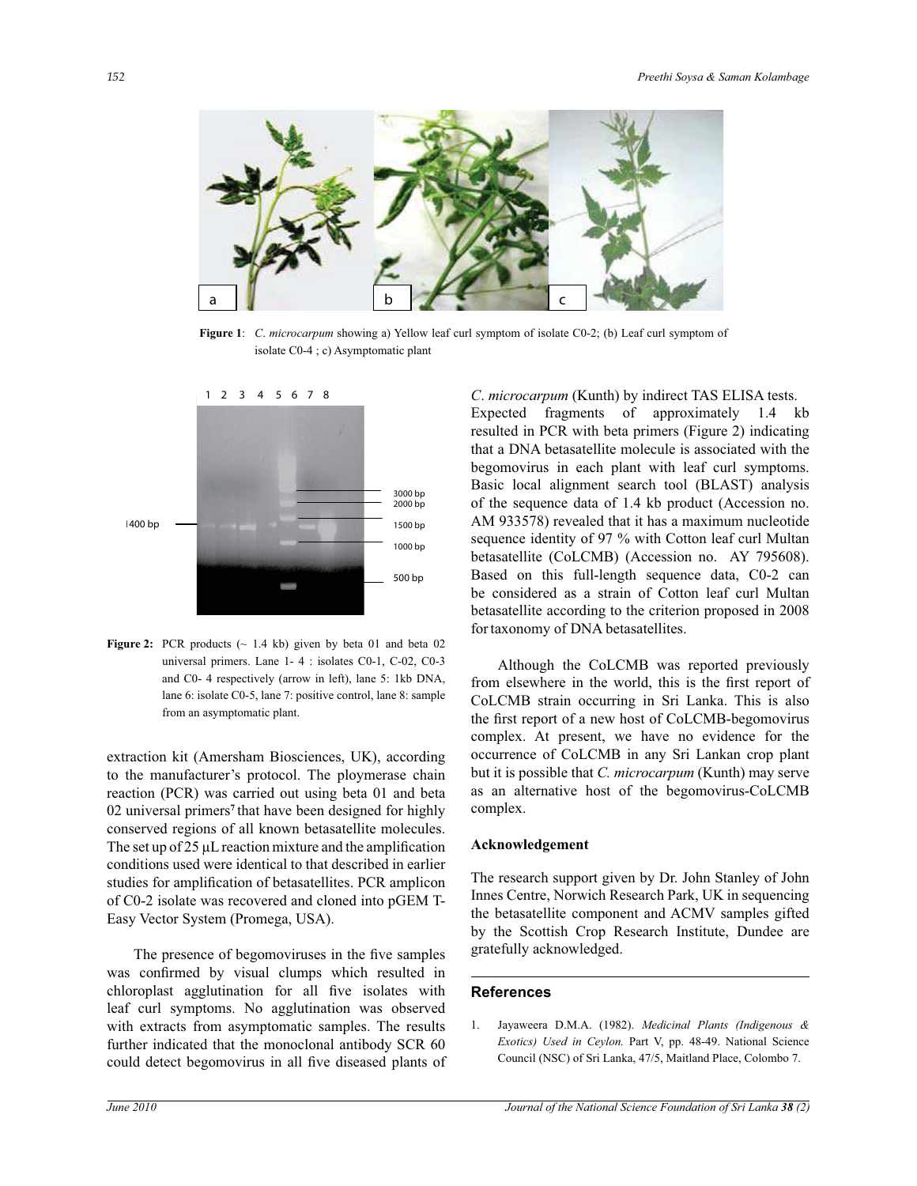**Figure 1**: *C. microcarpum* showing a) Yellow leaf curl symptom of isolate C0-2; (b) Leaf curl symptom of isolate C0-4 ; c) Asymptomatic plant

**Figure 2:** PCR products (~ 1.4 kb) given by beta 01 and beta 02 universal primers. Lane 1- 4 : isolates C0-1, C-02, C0-3 and C0- 4 respectively (arrow in left), lane 5: 1kb DNA, lane 6: isolate C0-5, lane 7: positive control, lane 8: sample from an asymptomatic plant.

extraction kit (Amersham Biosciences, UK), according to the manufacturer's protocol. The ploymerase chain reaction (PCR) was carried out using beta 01 and beta 02 universal primers[7] that have been designed for highly conserved regions of all known betasatellite molecules. The set up of 25 µL reaction mixture and the amplification conditions used were identical to that described in earlier studies for amplification of betasatellites. PCR amplicon of C0-2 isolate was recovered and cloned into pGEM T-Easy Vector System (Promega, USA).

The presence of begomoviruses in the five samples was confirmed by visual clumps which resulted in chloroplast agglutination for all five isolates with leaf curl symptoms. No agglutination was observed with extracts from asymptomatic samples. The results further indicated that the monoclonal antibody SCR 60 could detect begomovirus in all five diseased plants of *C. microcarpum* (Kunth) by indirect TAS ELISA tests. Expected fragments of approximately 1.4 kb resulted in PCR with beta primers (Figure 2) indicating that a DNA betasatellite molecule is associated with the begomovirus in each plant with leaf curl symptoms. Basic local alignment search tool (BLAST) analysis of the sequence data of 1.4 kb product (Accession no. AM 933578) revealed that it has a maximum nucleotide sequence identity of 97 % with Cotton leaf curl Multan betasatellite (CoLCMB) (Accession no. AY 795608). Based on this full-length sequence data, C0-2 can be considered as a strain of Cotton leaf curl Multan betasatellite according to the criterion proposed in 2008 for taxonomy of DNA betasatellites.

Although the CoLCMB was reported previously from elsewhere in the world, this is the first report of CoLCMB strain occurring in Sri Lanka. This is also the first report of a new host of CoLCMB-begomovirus complex. At present, we have no evidence for the occurrence of CoLCMB in any Sri Lankan crop plant but it is possible that *C. microcarpum* (Kunth) may serve as an alternative host of the begomovirus-CoLCMB complex.

### Acknowledgement

The research support given by Dr. John Stanley of John Innes Centre, Norwich Research Park, UK in sequencing the betasatellite component and ACMV samples gifted by the Scottish Crop Research Institute, Dundee are gratefully acknowledged.

## References

1. Jayaweera D.M.A. (1982). *Medicinal Plants (Indigenous & Exotics) Used in Ceylon.* Part V, pp. 48-49. National Science Council (NSC) of Sri Lanka, 47/5, Maitland Place, Colombo 7.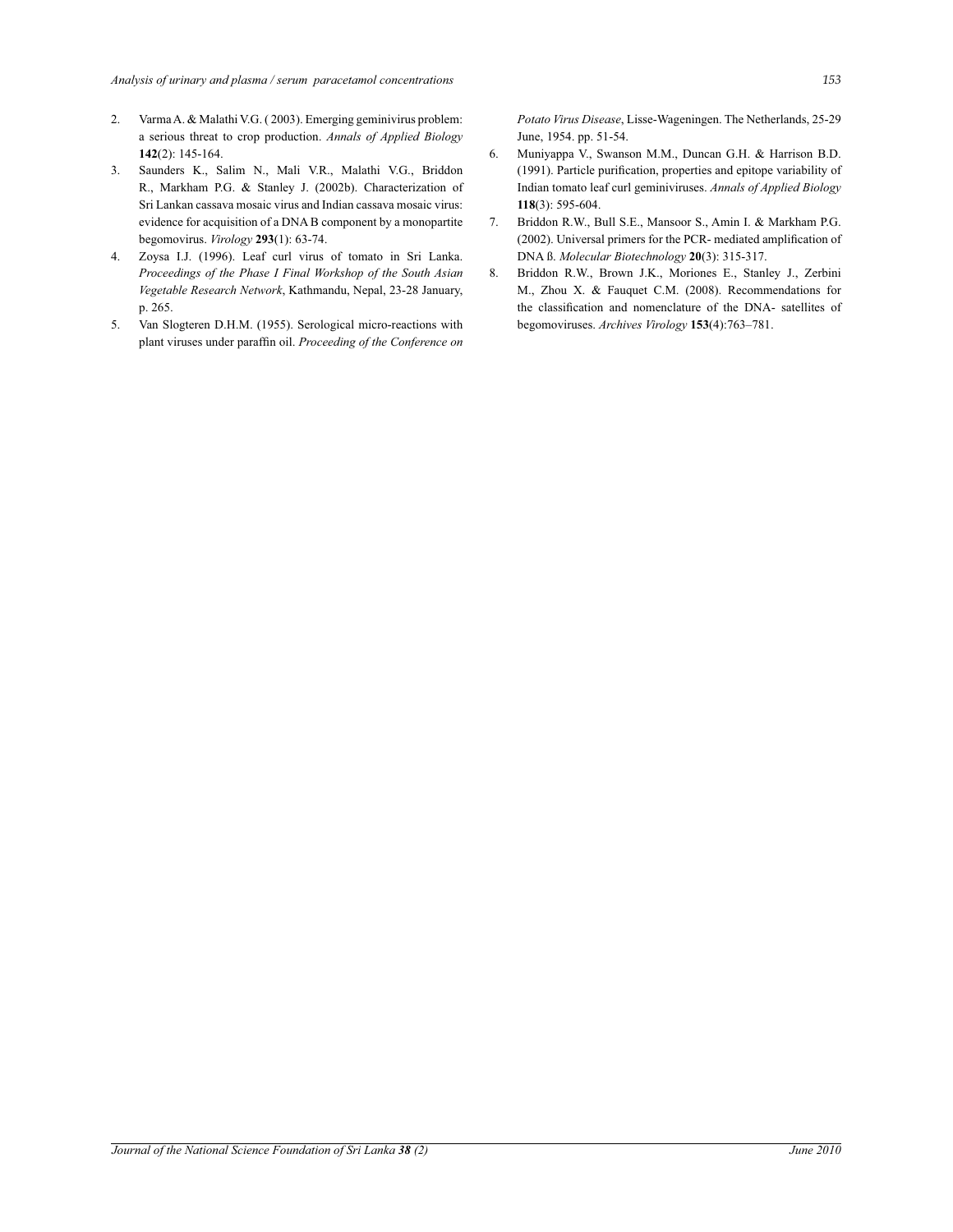2. Varma A. & Malathi V.G. ( 2003). Emerging geminivirus problem: a serious threat to crop production. *Annals of Applied Biology* **142**(2): 145-164.
3. Saunders K., Salim N., Mali V.R., Malathi V.G., Briddon R., Markham P.G. & Stanley J. (2002b). Characterization of Sri Lankan cassava mosaic virus and Indian cassava mosaic virus: evidence for acquisition of a DNA B component by a monopartite begomovirus. *Virology* **293**(1): 63-74.
4. Zoysa I.J. (1996). Leaf curl virus of tomato in Sri Lanka. *Proceedings of the Phase I Final Workshop of the South Asian Vegetable Research Network*, Kathmandu, Nepal, 23-28 January, p. 265.
5. Van Slogteren D.H.M. (1955). Serological micro-reactions with plant viruses under paraffin oil. *Proceeding of the Conference on Potato Virus Disease*, Lisse-Wageningen. The Netherlands, 25-29 June, 1954. pp. 51-54.
6. Muniyappa V., Swanson M.M., Duncan G.H. & Harrison B.D. (1991). Particle purification, properties and epitope variability of Indian tomato leaf curl geminiviruses. *Annals of Applied Biology* **118**(3): 595-604.
7. Briddon R.W., Bull S.E., Mansoor S., Amin I. & Markham P.G. (2002). Universal primers for the PCR- mediated amplification of DNA ß. *Molecular Biotechnology* **20**(3): 315-317.
8. Briddon R.W., Brown J.K., Moriones E., Stanley J., Zerbini M., Zhou X. & Fauquet C.M. (2008). Recommendations for the classification and nomenclature of the DNA- satellites of begomoviruses. *Archives Virology* **153**(4):763–781.